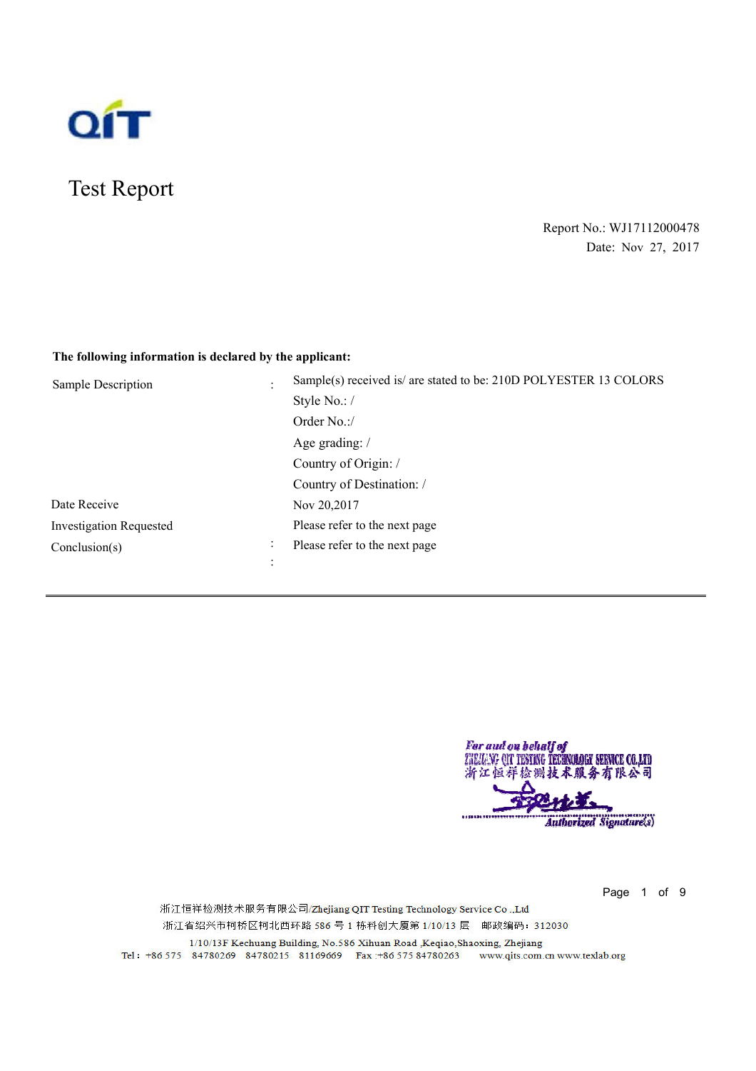QIT

# Test Report

Report No.: WJ17112000478
Date: Nov 27, 2017

**The following information is declared by the applicant:**

| | | |
|---|---|---|
| Sample Description | : | Sample(s) received is/ are stated to be: 210D POLYESTER 13 COLORS |
| | | Style No.: / |
| | | Order No.:/ |
| | | Age grading: / |
| | | Country of Origin: / |
| | | Country of Destination: / |
| Date Receive | | Nov 20,2017 |
| Investigation Requested | | Please refer to the next page |
| Conclusion(s) | : | Please refer to the next page |
| | : | |

---

*For and on behalf of*
ZHEJIANG QIT TESTING TECHNOLOGY SERVICE CO.,LTD
浙江恒祥检测技术服务有限公司

*Authorized Signature(s)*

浙江恒祥检测技术服务有限公司/Zhejiang QIT Testing Technology Service Co .,Ltd
浙江省绍兴市柯桥区柯北西环路 586 号 1 栋科创大厦第 1/10/13 层 邮政编码：312030
1/10/13F Kechuang Building, No.586 Xihuan Road ,Keqiao,Shaoxing, Zhejiang
Tel：+86 575 84780269 84780215 81169669 Fax :+86 575 84780263 www.qits.com.cn www.texlab.org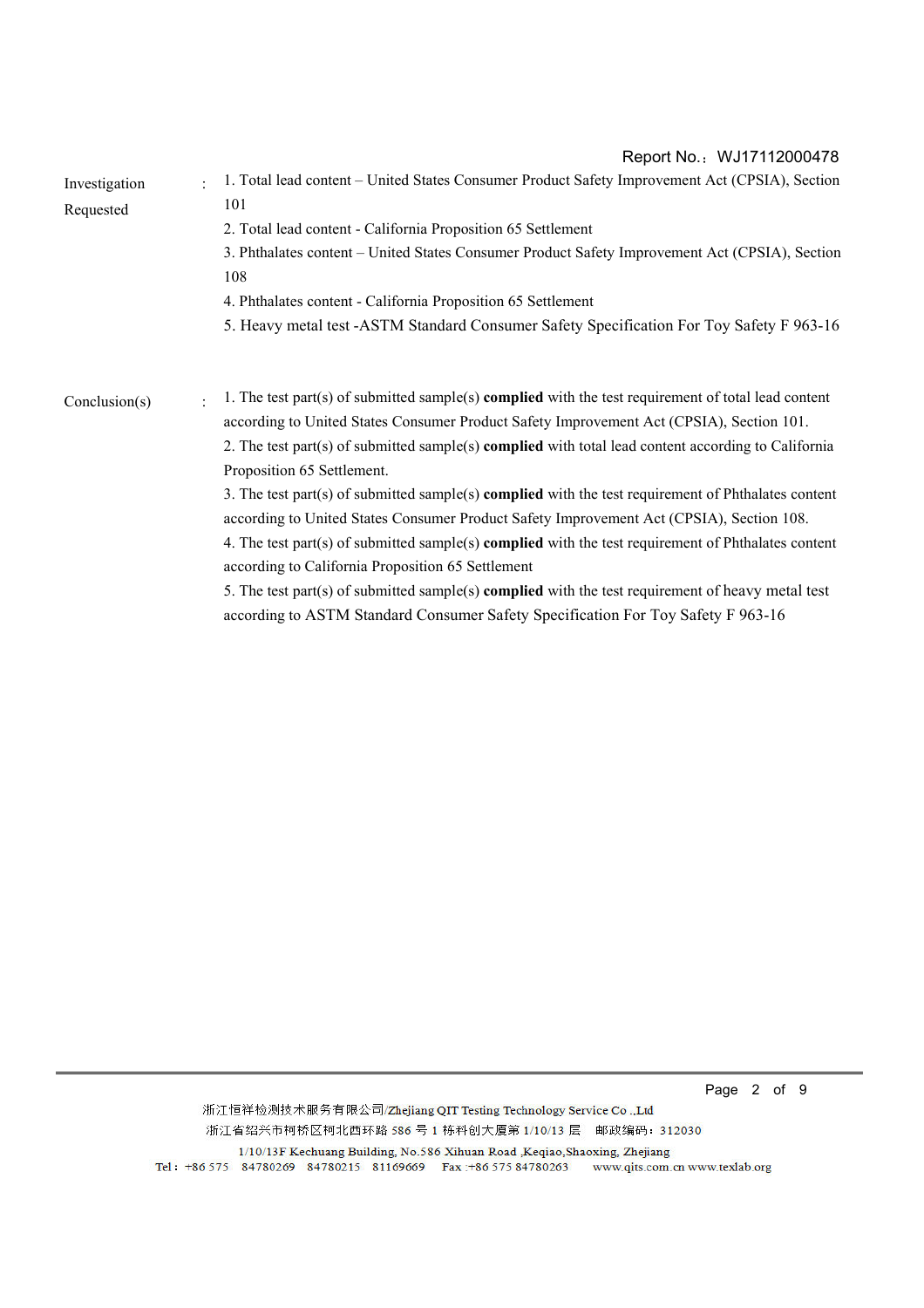Report No.：WJ17112000478

| | | |
|---|---|---|
| Investigation Requested | : | 1. Total lead content – United States Consumer Product Safety Improvement Act (CPSIA), Section 101<br>2. Total lead content - California Proposition 65 Settlement<br>3. Phthalates content – United States Consumer Product Safety Improvement Act (CPSIA), Section 108<br>4. Phthalates content - California Proposition 65 Settlement<br>5. Heavy metal test -ASTM Standard Consumer Safety Specification For Toy Safety F 963-16 |
| Conclusion(s) | : | 1. The test part(s) of submitted sample(s) **complied** with the test requirement of total lead content according to United States Consumer Product Safety Improvement Act (CPSIA), Section 101.<br>2. The test part(s) of submitted sample(s) **complied** with total lead content according to California Proposition 65 Settlement.<br>3. The test part(s) of submitted sample(s) **complied** with the test requirement of Phthalates content according to United States Consumer Product Safety Improvement Act (CPSIA), Section 108.<br>4. The test part(s) of submitted sample(s) **complied** with the test requirement of Phthalates content according to California Proposition 65 Settlement<br>5. The test part(s) of submitted sample(s) **complied** with the test requirement of heavy metal test according to ASTM Standard Consumer Safety Specification For Toy Safety F 963-16 |

浙江恒祥检测技术服务有限公司/Zhejiang QIT Testing Technology Service Co .,Ltd
浙江省绍兴市柯桥区柯北西环路 586 号 1 栋科创大厦第 1/10/13 层　邮政编码：312030
1/10/13F Kechuang Building, No.586 Xihuan Road ,Keqiao,Shaoxing, Zhejiang
Tel：+86 575　84780269　84780215　81169669　Fax :+86 575 84780263　www.qits.com.cn www.texlab.org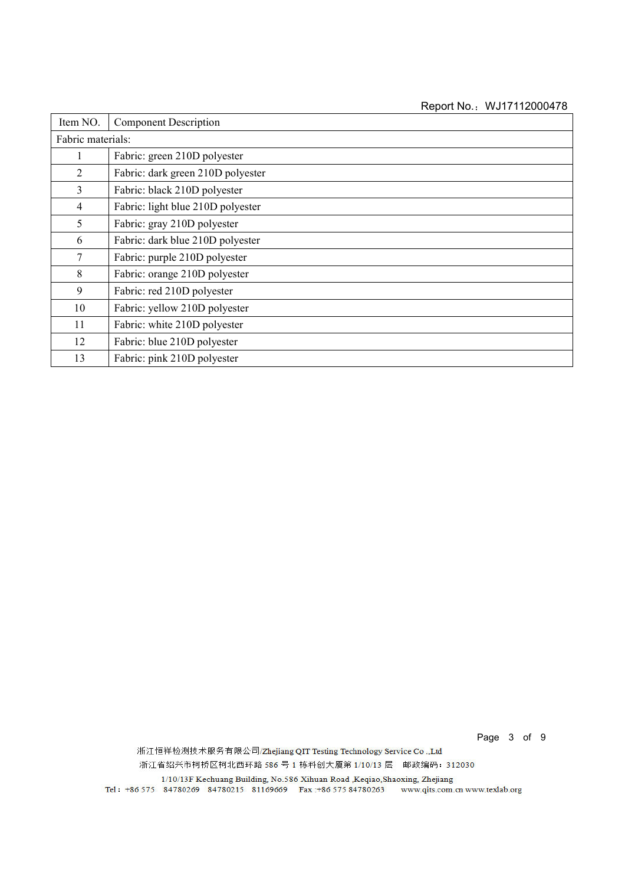Report No.：WJ17112000478

| Item NO. | Component Description |
| --- | --- |
| Fabric materials: | |
| 1 | Fabric: green 210D polyester |
| 2 | Fabric: dark green 210D polyester |
| 3 | Fabric: black 210D polyester |
| 4 | Fabric: light blue 210D polyester |
| 5 | Fabric: gray 210D polyester |
| 6 | Fabric: dark blue 210D polyester |
| 7 | Fabric: purple 210D polyester |
| 8 | Fabric: orange 210D polyester |
| 9 | Fabric: red 210D polyester |
| 10 | Fabric: yellow 210D polyester |
| 11 | Fabric: white 210D polyester |
| 12 | Fabric: blue 210D polyester |
| 13 | Fabric: pink 210D polyester |

浙江恒祥检测技术服务有限公司/Zhejiang QIT Testing Technology Service Co .,Ltd
浙江省绍兴市柯桥区柯北西环路 586 号 1 栋科创大厦第 1/10/13 层　邮政编码：312030
1/10/13F Kechuang Building, No.586 Xihuan Road ,Keqiao,Shaoxing, Zhejiang
Tel：+86 575　84780269　84780215　81169669　Fax :+86 575 84780263　www.qits.com.cn www.texlab.org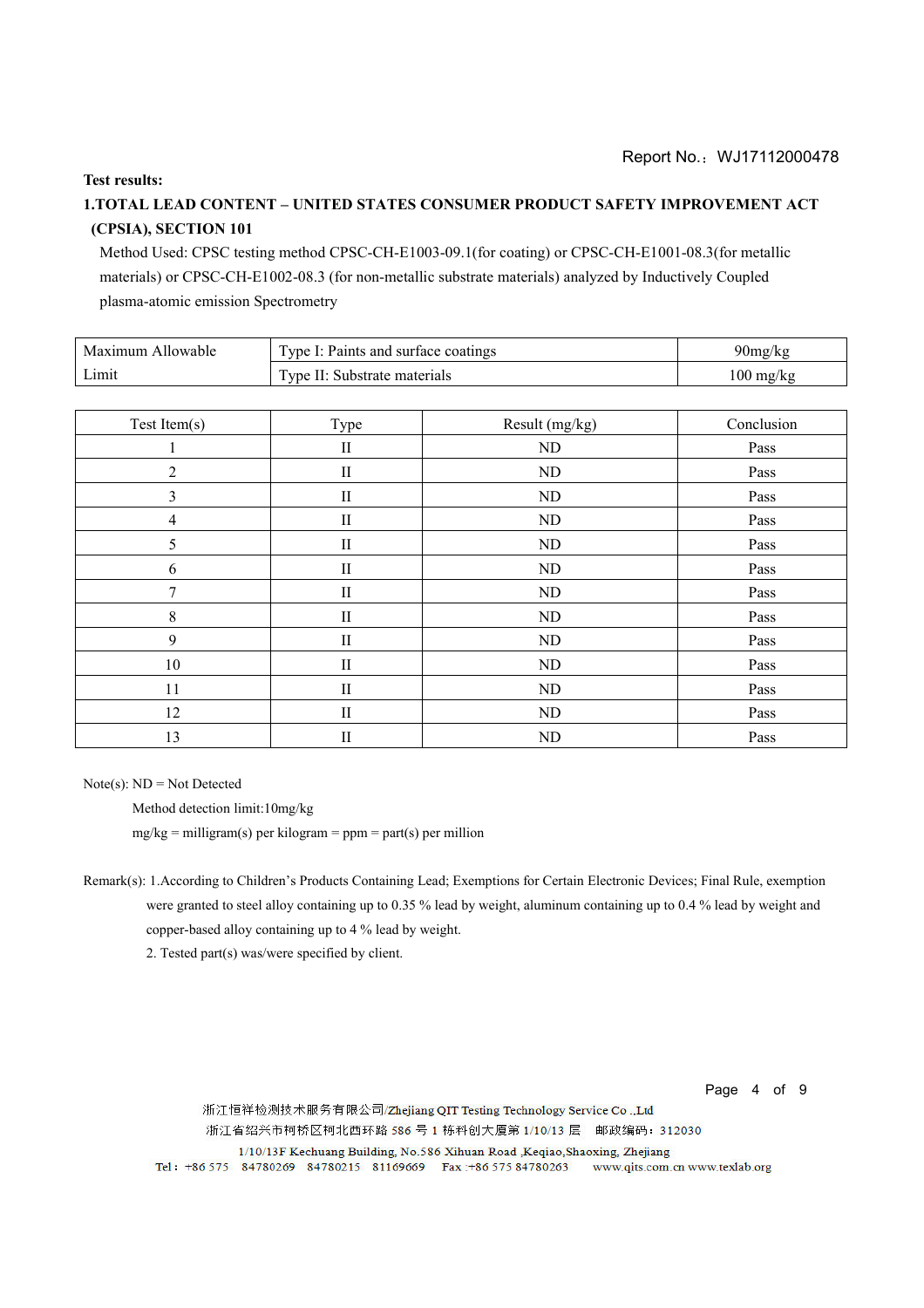Report No.：WJ17112000478

**Test results:**

**1.TOTAL LEAD CONTENT – UNITED STATES CONSUMER PRODUCT SAFETY IMPROVEMENT ACT (CPSIA), SECTION 101**

Method Used: CPSC testing method CPSC-CH-E1003-09.1(for coating) or CPSC-CH-E1001-08.3(for metallic materials) or CPSC-CH-E1002-08.3 (for non-metallic substrate materials) analyzed by Inductively Coupled plasma-atomic emission Spectrometry

| Maximum Allowable Limit | Type I: Paints and surface coatings | 90mg/kg |
|---|---|---|
| | Type II: Substrate materials | 100 mg/kg |

| Test Item(s) | Type | Result (mg/kg) | Conclusion |
|---|---|---|---|
| 1 | II | ND | Pass |
| 2 | II | ND | Pass |
| 3 | II | ND | Pass |
| 4 | II | ND | Pass |
| 5 | II | ND | Pass |
| 6 | II | ND | Pass |
| 7 | II | ND | Pass |
| 8 | II | ND | Pass |
| 9 | II | ND | Pass |
| 10 | II | ND | Pass |
| 11 | II | ND | Pass |
| 12 | II | ND | Pass |
| 13 | II | ND | Pass |

Note(s): ND = Not Detected

Method detection limit:10mg/kg

mg/kg = milligram(s) per kilogram = ppm = part(s) per million

Remark(s): 1.According to Children's Products Containing Lead; Exemptions for Certain Electronic Devices; Final Rule, exemption were granted to steel alloy containing up to 0.35 % lead by weight, aluminum containing up to 0.4 % lead by weight and copper-based alloy containing up to 4 % lead by weight.

2. Tested part(s) was/were specified by client.

浙江恒祥检测技术服务有限公司/Zhejiang QIT Testing Technology Service Co .,Ltd
浙江省绍兴市柯桥区柯北西环路 586 号 1 栋科创大厦第 1/10/13 层 邮政编码：312030
1/10/13F Kechuang Building, No.586 Xihuan Road ,Keqiao,Shaoxing, Zhejiang
Tel：+86 575 84780269 84780215 81169669 Fax :+86 575 84780263 www.qits.com.cn www.texlab.org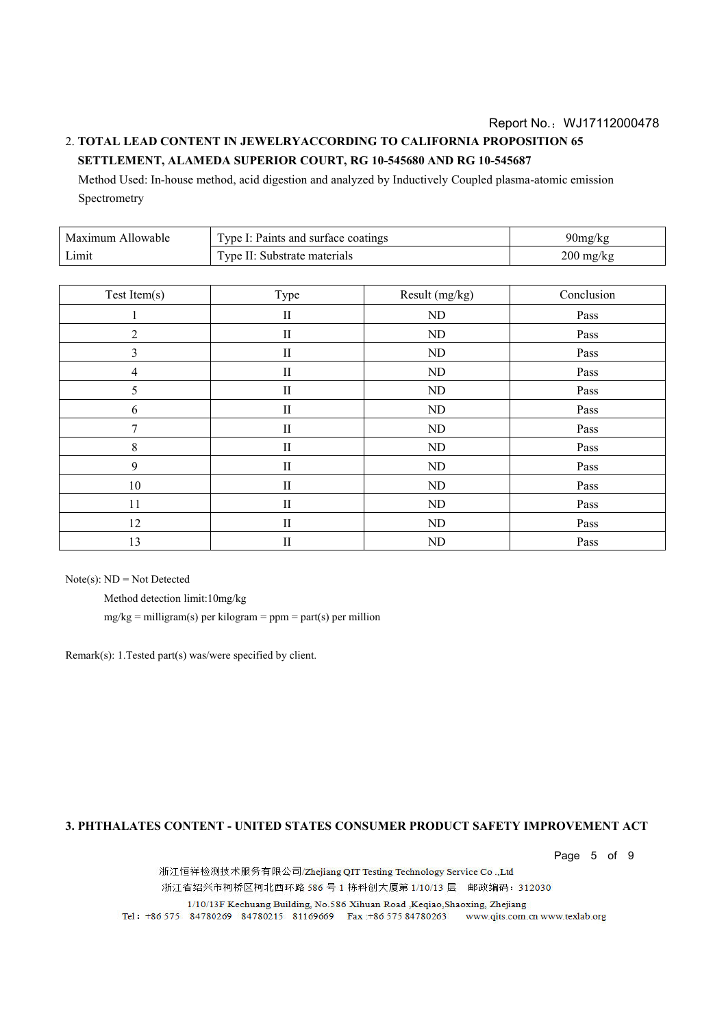Report No.：WJ17112000478

## 2. TOTAL LEAD CONTENT IN JEWELRYACCORDING TO CALIFORNIA PROPOSITION 65 SETTLEMENT, ALAMEDA SUPERIOR COURT, RG 10-545680 AND RG 10-545687

Method Used: In-house method, acid digestion and analyzed by Inductively Coupled plasma-atomic emission Spectrometry

| Maximum Allowable Limit | Type I: Paints and surface coatings | 90mg/kg |
|---|---|---|
| | Type II: Substrate materials | 200 mg/kg |

| Test Item(s) | Type | Result (mg/kg) | Conclusion |
|---|---|---|---|
| 1 | II | ND | Pass |
| 2 | II | ND | Pass |
| 3 | II | ND | Pass |
| 4 | II | ND | Pass |
| 5 | II | ND | Pass |
| 6 | II | ND | Pass |
| 7 | II | ND | Pass |
| 8 | II | ND | Pass |
| 9 | II | ND | Pass |
| 10 | II | ND | Pass |
| 11 | II | ND | Pass |
| 12 | II | ND | Pass |
| 13 | II | ND | Pass |

Note(s): ND = Not Detected

Method detection limit:10mg/kg

mg/kg = milligram(s) per kilogram = ppm = part(s) per million

Remark(s): 1.Tested part(s) was/were specified by client.

## 3. PHTHALATES CONTENT - UNITED STATES CONSUMER PRODUCT SAFETY IMPROVEMENT ACT

浙江恒祥检测技术服务有限公司/Zhejiang QIT Testing Technology Service Co .,Ltd
浙江省绍兴市柯桥区柯北西环路 586 号 1 栋科创大厦第 1/10/13 层　邮政编码：312030
1/10/13F Kechuang Building, No.586 Xihuan Road ,Keqiao,Shaoxing, Zhejiang
Tel：+86 575　84780269　84780215　81169669　Fax :+86 575 84780263　www.qits.com.cn www.texlab.org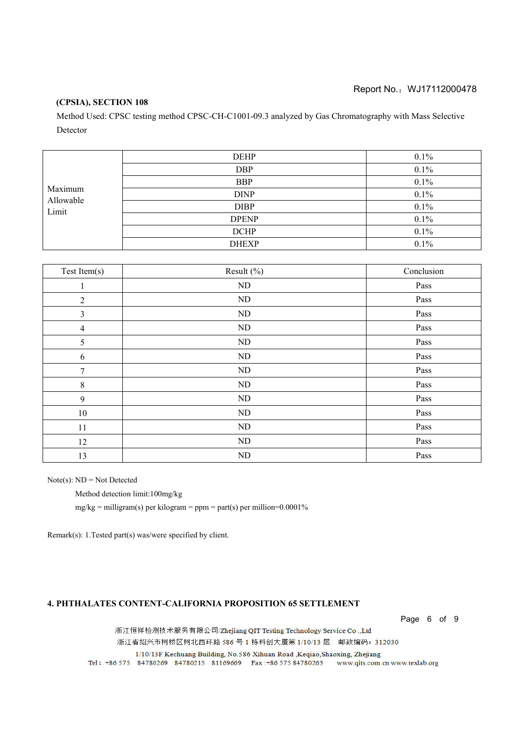**(CPSIA), SECTION 108**

Method Used: CPSC testing method CPSC-CH-C1001-09.3 analyzed by Gas Chromatography with Mass Selective Detector

| | | |
|---|---|---|
| Maximum Allowable Limit | DEHP | 0.1% |
| | DBP | 0.1% |
| | BBP | 0.1% |
| | DINP | 0.1% |
| | DIBP | 0.1% |
| | DPENP | 0.1% |
| | DCHP | 0.1% |
| | DHEXP | 0.1% |

| Test Item(s) | Result (%) | Conclusion |
|---|---|---|
| 1 | ND | Pass |
| 2 | ND | Pass |
| 3 | ND | Pass |
| 4 | ND | Pass |
| 5 | ND | Pass |
| 6 | ND | Pass |
| 7 | ND | Pass |
| 8 | ND | Pass |
| 9 | ND | Pass |
| 10 | ND | Pass |
| 11 | ND | Pass |
| 12 | ND | Pass |
| 13 | ND | Pass |

Note(s): ND = Not Detected

Method detection limit:100mg/kg

mg/kg = milligram(s) per kilogram = ppm = part(s) per million=0.0001%

Remark(s): 1.Tested part(s) was/were specified by client.

**4. PHTHALATES CONTENT-CALIFORNIA PROPOSITION 65 SETTLEMENT**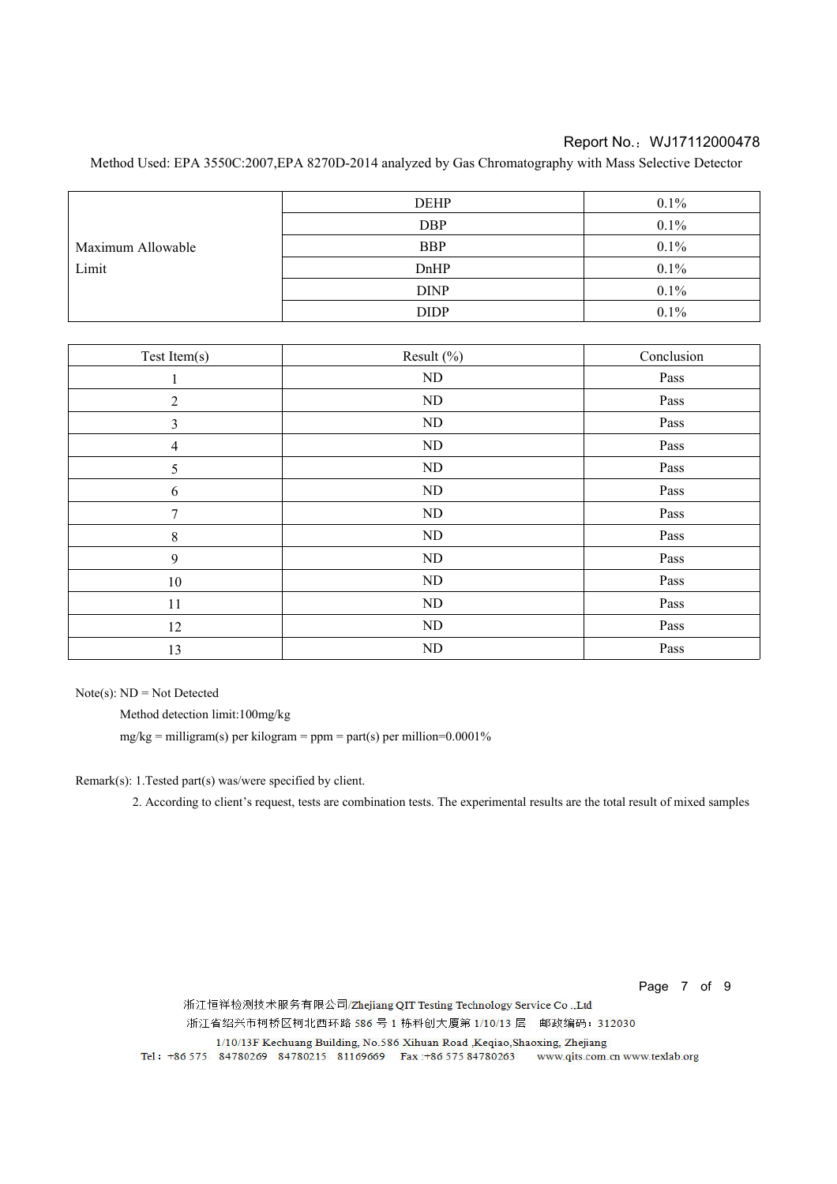Report No.：WJ17112000478

Method Used: EPA 3550C:2007,EPA 8270D-2014 analyzed by Gas Chromatography with Mass Selective Detector

| | | |
|---|---|---|
| Maximum Allowable Limit | DEHP | 0.1% |
| | DBP | 0.1% |
| | BBP | 0.1% |
| | DnHP | 0.1% |
| | DINP | 0.1% |
| | DIDP | 0.1% |

| Test Item(s) | Result (%) | Conclusion |
|---|---|---|
| 1 | ND | Pass |
| 2 | ND | Pass |
| 3 | ND | Pass |
| 4 | ND | Pass |
| 5 | ND | Pass |
| 6 | ND | Pass |
| 7 | ND | Pass |
| 8 | ND | Pass |
| 9 | ND | Pass |
| 10 | ND | Pass |
| 11 | ND | Pass |
| 12 | ND | Pass |
| 13 | ND | Pass |

Note(s): ND = Not Detected

Method detection limit:100mg/kg

mg/kg = milligram(s) per kilogram = ppm = part(s) per million=0.0001%

Remark(s): 1.Tested part(s) was/were specified by client.

2. According to client's request, tests are combination tests. The experimental results are the total result of mixed samples

浙江恒祥检测技术服务有限公司/Zhejiang QIT Testing Technology Service Co .,Ltd

浙江省绍兴市柯桥区柯北西环路 586 号 1 栋科创大厦第 1/10/13 层　邮政编码：312030

1/10/13F Kechuang Building, No.586 Xihuan Road ,Keqiao,Shaoxing, Zhejiang

Tel：+86 575　84780269　84780215　81169669　Fax :+86 575 84780263　www.qits.com.cn www.texlab.org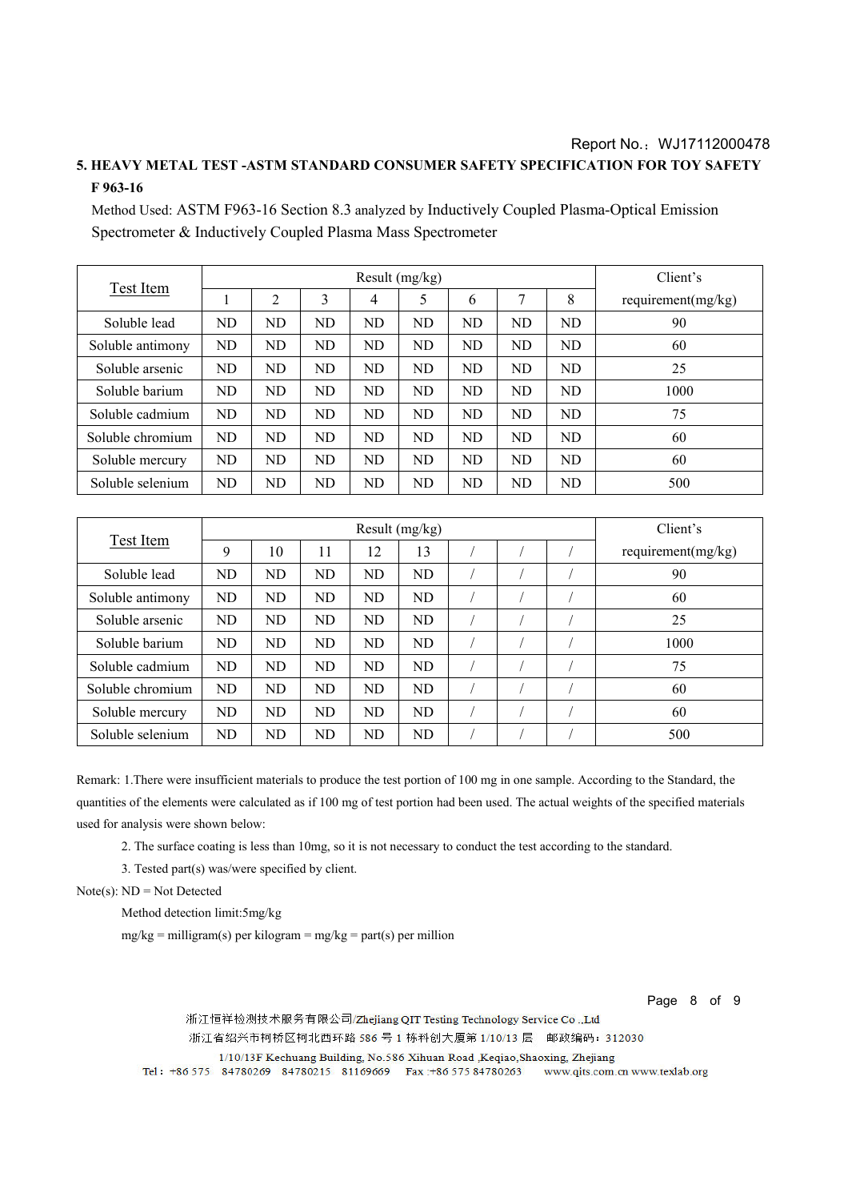Report No.：WJ17112000478

## 5. HEAVY METAL TEST -ASTM STANDARD CONSUMER SAFETY SPECIFICATION FOR TOY SAFETY F 963-16

Method Used: ASTM F963-16 Section 8.3 analyzed by Inductively Coupled Plasma-Optical Emission Spectrometer & Inductively Coupled Plasma Mass Spectrometer

| Test Item | Result (mg/kg) | | | | | | | | Client's requirement(mg/kg) |
|---|---|---|---|---|---|---|---|---|---|
| | 1 | 2 | 3 | 4 | 5 | 6 | 7 | 8 | |
| Soluble lead | ND | ND | ND | ND | ND | ND | ND | ND | 90 |
| Soluble antimony | ND | ND | ND | ND | ND | ND | ND | ND | 60 |
| Soluble arsenic | ND | ND | ND | ND | ND | ND | ND | ND | 25 |
| Soluble barium | ND | ND | ND | ND | ND | ND | ND | ND | 1000 |
| Soluble cadmium | ND | ND | ND | ND | ND | ND | ND | ND | 75 |
| Soluble chromium | ND | ND | ND | ND | ND | ND | ND | ND | 60 |
| Soluble mercury | ND | ND | ND | ND | ND | ND | ND | ND | 60 |
| Soluble selenium | ND | ND | ND | ND | ND | ND | ND | ND | 500 |

| Test Item | Result (mg/kg) | | | | | | | | Client's requirement(mg/kg) |
|---|---|---|---|---|---|---|---|---|---|
| | 9 | 10 | 11 | 12 | 13 | / | / | / | |
| Soluble lead | ND | ND | ND | ND | ND | / | / | / | 90 |
| Soluble antimony | ND | ND | ND | ND | ND | / | / | / | 60 |
| Soluble arsenic | ND | ND | ND | ND | ND | / | / | / | 25 |
| Soluble barium | ND | ND | ND | ND | ND | / | / | / | 1000 |
| Soluble cadmium | ND | ND | ND | ND | ND | / | / | / | 75 |
| Soluble chromium | ND | ND | ND | ND | ND | / | / | / | 60 |
| Soluble mercury | ND | ND | ND | ND | ND | / | / | / | 60 |
| Soluble selenium | ND | ND | ND | ND | ND | / | / | / | 500 |

Remark: 1.There were insufficient materials to produce the test portion of 100 mg in one sample. According to the Standard, the quantities of the elements were calculated as if 100 mg of test portion had been used. The actual weights of the specified materials used for analysis were shown below:

2. The surface coating is less than 10mg, so it is not necessary to conduct the test according to the standard.

3. Tested part(s) was/were specified by client.

Note(s): ND = Not Detected

Method detection limit:5mg/kg

mg/kg = milligram(s) per kilogram = mg/kg = part(s) per million

浙江恒祥检测技术服务有限公司/Zhejiang QIT Testing Technology Service Co .,Ltd
浙江省绍兴市柯桥区柯北西环路 586 号 1 栋科创大厦第 1/10/13 层　邮政编码：312030
1/10/13F Kechuang Building, No.586 Xihuan Road ,Keqiao,Shaoxing, Zhejiang
Tel：+86 575　84780269　84780215　81169669　Fax :+86 575 84780263　www.qits.com.cn www.texlab.org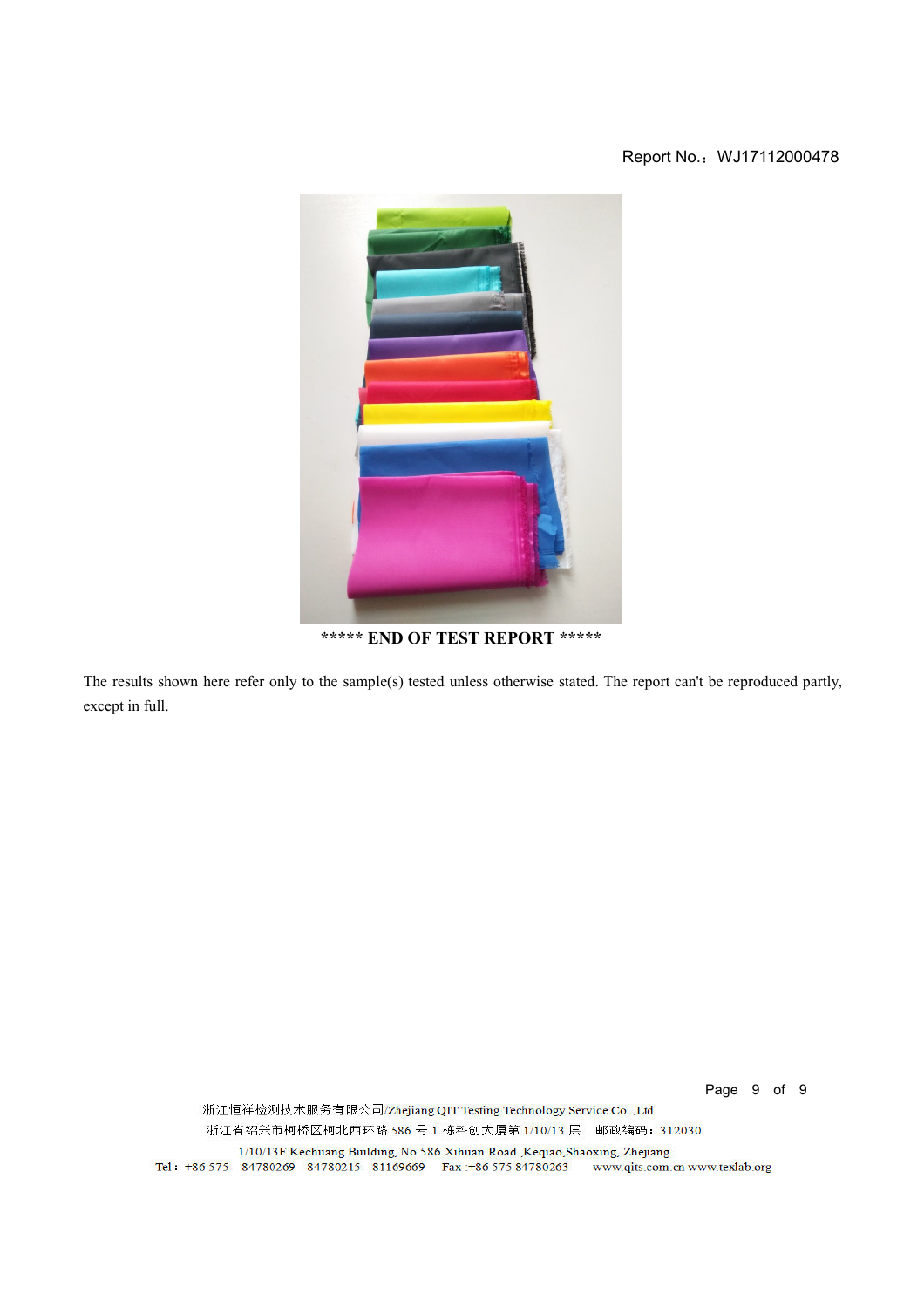Report No.：WJ17112000478

**\*\*\*\*\* END OF TEST REPORT \*\*\*\*\***

The results shown here refer only to the sample(s) tested unless otherwise stated. The report can't be reproduced partly, except in full.

浙江恒祥检测技术服务有限公司/Zhejiang QIT Testing Technology Service Co .,Ltd

浙江省绍兴市柯桥区柯北西环路 586 号 1 栋科创大厦第 1/10/13 层　邮政编码：312030

1/10/13F Kechuang Building, No.586 Xihuan Road ,Keqiao,Shaoxing, Zhejiang

Tel：+86 575　84780269　84780215　81169669　Fax :+86 575 84780263　www.qits.com.cn www.texlab.org